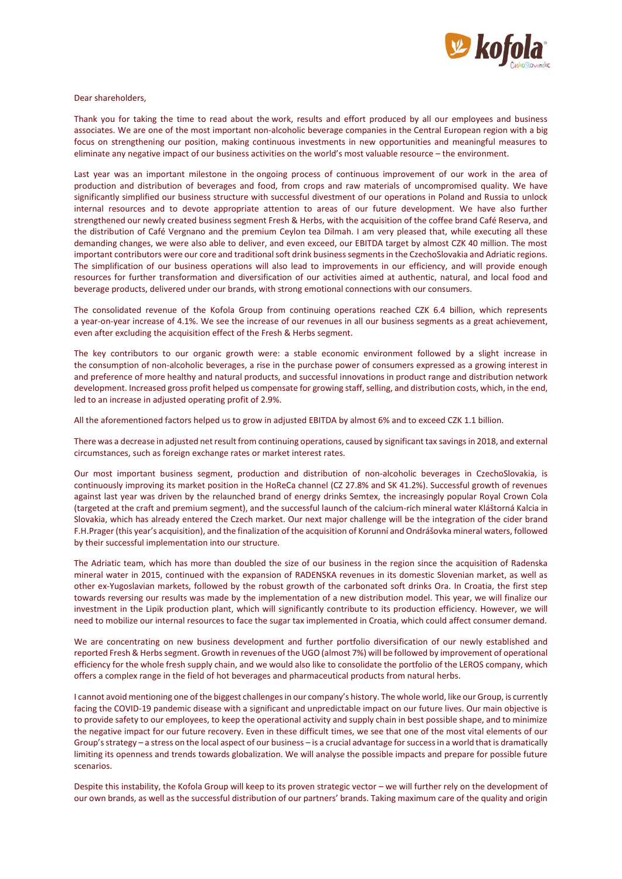Dear shareholders,

Thank you for taking the time to read about the work, results and effort produced by all our employees and business associates. We are one of the most important non-alcoholic beverage companies in the Central European region with a big focus on strengthening our position, making continuous investments in new opportunities and meaningful measures to eliminate any negative impact of our business activities on the world's most valuable resource – the environment.

Last year was an important milestone in the ongoing process of continuous improvement of our work in the area of production and distribution of beverages and food, from crops and raw materials of uncompromised quality. We have significantly simplified our business structure with successful divestment of our operations in Poland and Russia to unlock internal resources and to devote appropriate attention to areas of our future development. We have also further strengthened our newly created business segment Fresh & Herbs, with the acquisition of the coffee brand Café Reserva, and the distribution of Café Vergnano and the premium Ceylon tea Dilmah. I am very pleased that, while executing all these demanding changes, we were also able to deliver, and even exceed, our EBITDA target by almost CZK 40 million. The most important contributors were our core and traditional soft drink business segments in the CzechoSlovakia and Adriatic regions. The simplification of our business operations will also lead to improvements in our efficiency, and will provide enough resources for further transformation and diversification of our activities aimed at authentic, natural, and local food and beverage products, delivered under our brands, with strong emotional connections with our consumers.

The consolidated revenue of the Kofola Group from continuing operations reached CZK 6.4 billion, which represents a year-on-year increase of 4.1%. We see the increase of our revenues in all our business segments as a great achievement, even after excluding the acquisition effect of the Fresh & Herbs segment.

The key contributors to our organic growth were: a stable economic environment followed by a slight increase in the consumption of non-alcoholic beverages, a rise in the purchase power of consumers expressed as a growing interest in and preference of more healthy and natural products, and successful innovations in product range and distribution network development. Increased gross profit helped us compensate for growing staff, selling, and distribution costs, which, in the end, led to an increase in adjusted operating profit of 2.9%.

All the aforementioned factors helped us to grow in adjusted EBITDA by almost 6% and to exceed CZK 1.1 billion.

There was a decrease in adjusted net result from continuing operations, caused by significant tax savings in 2018, and external circumstances, such as foreign exchange rates or market interest rates.

Our most important business segment, production and distribution of non-alcoholic beverages in CzechoSlovakia, is continuously improving its market position in the HoReCa channel (CZ 27.8% and SK 41.2%). Successful growth of revenues against last year was driven by the relaunched brand of energy drinks Semtex, the increasingly popular Royal Crown Cola (targeted at the craft and premium segment), and the successful launch of the calcium-rich mineral water Kláštorná Kalcia in Slovakia, which has already entered the Czech market. Our next major challenge will be the integration of the cider brand F.H.Prager (this year's acquisition), and the finalization of the acquisition of Korunní and Ondrášovka mineral waters, followed by their successful implementation into our structure.

The Adriatic team, which has more than doubled the size of our business in the region since the acquisition of Radenska mineral water in 2015, continued with the expansion of RADENSKA revenues in its domestic Slovenian market, as well as other ex-Yugoslavian markets, followed by the robust growth of the carbonated soft drinks Ora. In Croatia, the first step towards reversing our results was made by the implementation of a new distribution model. This year, we will finalize our investment in the Lipik production plant, which will significantly contribute to its production efficiency. However, we will need to mobilize our internal resources to face the sugar tax implemented in Croatia, which could affect consumer demand.

We are concentrating on new business development and further portfolio diversification of our newly established and reported Fresh & Herbs segment. Growth in revenues of the UGO (almost 7%) will be followed by improvement of operational efficiency for the whole fresh supply chain, and we would also like to consolidate the portfolio of the LEROS company, which offers a complex range in the field of hot beverages and pharmaceutical products from natural herbs.

I cannot avoid mentioning one of the biggest challenges in our company's history. The whole world, like our Group, is currently facing the COVID-19 pandemic disease with a significant and unpredictable impact on our future lives. Our main objective is to provide safety to our employees, to keep the operational activity and supply chain in best possible shape, and to minimize the negative impact for our future recovery. Even in these difficult times, we see that one of the most vital elements of our Group's strategy – a stress on the local aspect of our business – is a crucial advantage for success in a world that is dramatically limiting its openness and trends towards globalization. We will analyse the possible impacts and prepare for possible future scenarios.

Despite this instability, the Kofola Group will keep to its proven strategic vector – we will further rely on the development of our own brands, as well as the successful distribution of our partners' brands. Taking maximum care of the quality and origin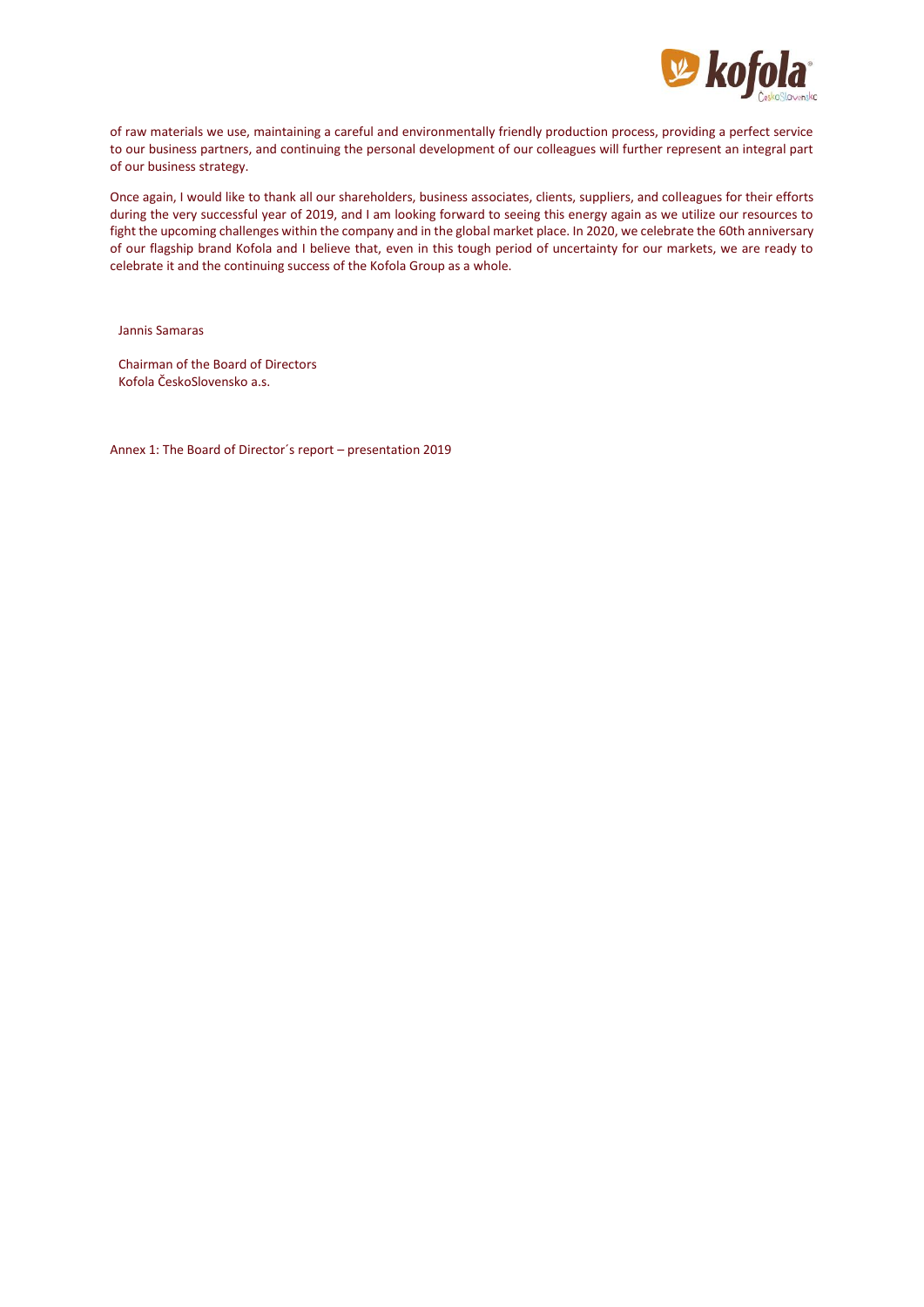of raw materials we use, maintaining a careful and environmentally friendly production process, providing a perfect service to our business partners, and continuing the personal development of our colleagues will further represent an integral part of our business strategy.

Once again, I would like to thank all our shareholders, business associates, clients, suppliers, and colleagues for their efforts during the very successful year of 2019, and I am looking forward to seeing this energy again as we utilize our resources to fight the upcoming challenges within the company and in the global market place. In 2020, we celebrate the 60th anniversary of our flagship brand Kofola and I believe that, even in this tough period of uncertainty for our markets, we are ready to celebrate it and the continuing success of the Kofola Group as a whole.

Jannis Samaras

Chairman of the Board of Directors
Kofola ČeskoSlovensko a.s.

Annex 1: The Board of Director´s report – presentation 2019